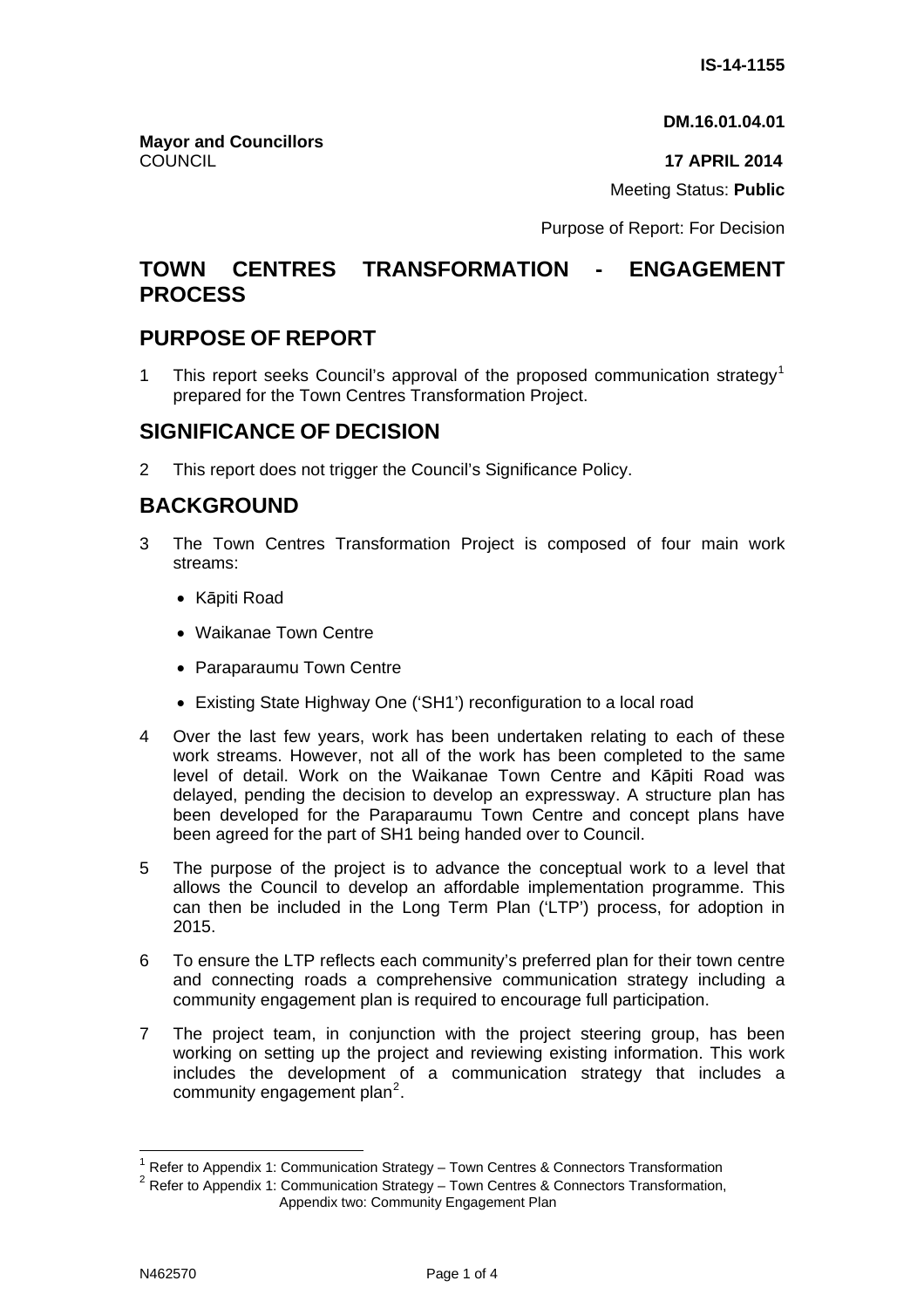IS-14-1155

DM.16.01.04.01

**Mayor and Councillors**
COUNCIL

**17 APRIL 2014**

Meeting Status: **Public**

Purpose of Report: For Decision

# TOWN CENTRES TRANSFORMATION - ENGAGEMENT PROCESS

## PURPOSE OF REPORT

1 This report seeks Council's approval of the proposed communication strategy[1] prepared for the Town Centres Transformation Project.

## SIGNIFICANCE OF DECISION

2 This report does not trigger the Council's Significance Policy.

## BACKGROUND

3 The Town Centres Transformation Project is composed of four main work streams:

- Kāpiti Road
- Waikanae Town Centre
- Paraparaumu Town Centre
- Existing State Highway One ('SH1') reconfiguration to a local road

4 Over the last few years, work has been undertaken relating to each of these work streams. However, not all of the work has been completed to the same level of detail. Work on the Waikanae Town Centre and Kāpiti Road was delayed, pending the decision to develop an expressway. A structure plan has been developed for the Paraparaumu Town Centre and concept plans have been agreed for the part of SH1 being handed over to Council.

5 The purpose of the project is to advance the conceptual work to a level that allows the Council to develop an affordable implementation programme. This can then be included in the Long Term Plan ('LTP') process, for adoption in 2015.

6 To ensure the LTP reflects each community's preferred plan for their town centre and connecting roads a comprehensive communication strategy including a community engagement plan is required to encourage full participation.

7 The project team, in conjunction with the project steering group, has been working on setting up the project and reviewing existing information. This work includes the development of a communication strategy that includes a community engagement plan[2].

---

[1] Refer to Appendix 1: Communication Strategy – Town Centres & Connectors Transformation

[2] Refer to Appendix 1: Communication Strategy – Town Centres & Connectors Transformation, Appendix two: Community Engagement Plan

N462570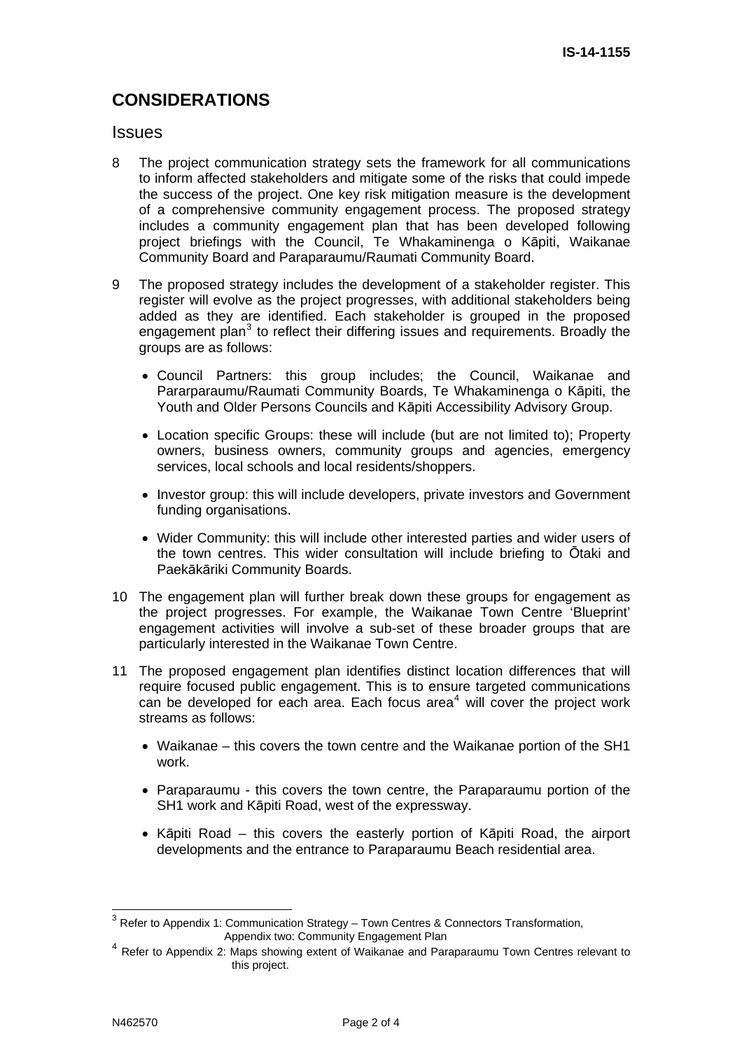## CONSIDERATIONS

### Issues

8 The project communication strategy sets the framework for all communications to inform affected stakeholders and mitigate some of the risks that could impede the success of the project. One key risk mitigation measure is the development of a comprehensive community engagement process. The proposed strategy includes a community engagement plan that has been developed following project briefings with the Council, Te Whakaminenga o Kāpiti, Waikanae Community Board and Paraparaumu/Raumati Community Board.

9 The proposed strategy includes the development of a stakeholder register. This register will evolve as the project progresses, with additional stakeholders being added as they are identified. Each stakeholder is grouped in the proposed engagement plan[3] to reflect their differing issues and requirements. Broadly the groups are as follows:

- Council Partners: this group includes; the Council, Waikanae and Pararparaumu/Raumati Community Boards, Te Whakaminenga o Kāpiti, the Youth and Older Persons Councils and Kāpiti Accessibility Advisory Group.
- Location specific Groups: these will include (but are not limited to); Property owners, business owners, community groups and agencies, emergency services, local schools and local residents/shoppers.
- Investor group: this will include developers, private investors and Government funding organisations.
- Wider Community: this will include other interested parties and wider users of the town centres. This wider consultation will include briefing to Ōtaki and Paekākāriki Community Boards.

10 The engagement plan will further break down these groups for engagement as the project progresses. For example, the Waikanae Town Centre 'Blueprint' engagement activities will involve a sub-set of these broader groups that are particularly interested in the Waikanae Town Centre.

11 The proposed engagement plan identifies distinct location differences that will require focused public engagement. This is to ensure targeted communications can be developed for each area. Each focus area[4] will cover the project work streams as follows:

- Waikanae – this covers the town centre and the Waikanae portion of the SH1 work.
- Paraparaumu - this covers the town centre, the Paraparaumu portion of the SH1 work and Kāpiti Road, west of the expressway.
- Kāpiti Road – this covers the easterly portion of Kāpiti Road, the airport developments and the entrance to Paraparaumu Beach residential area.

---

[3] Refer to Appendix 1: Communication Strategy – Town Centres & Connectors Transformation, Appendix two: Community Engagement Plan

[4] Refer to Appendix 2: Maps showing extent of Waikanae and Paraparaumu Town Centres relevant to this project.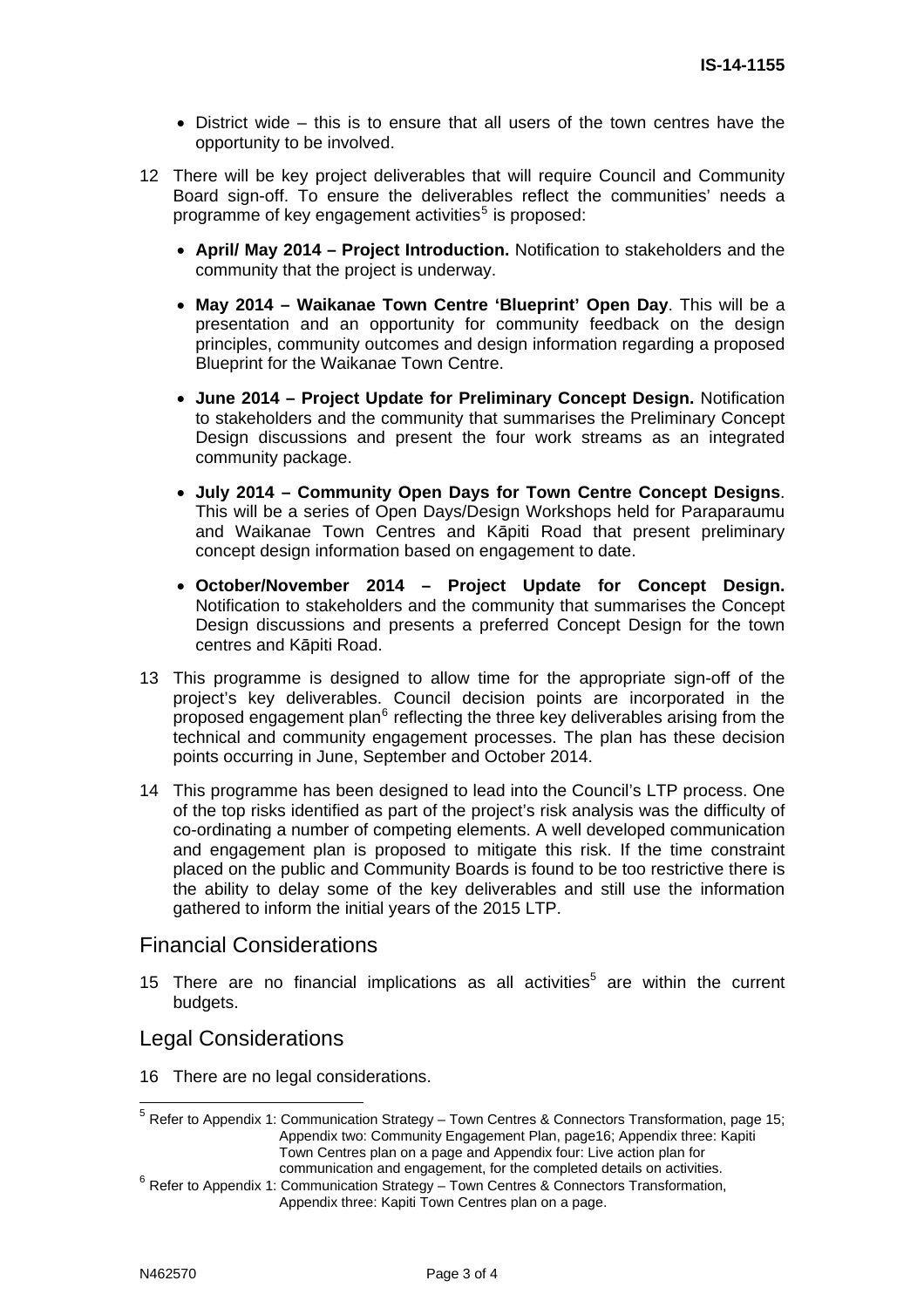- District wide – this is to ensure that all users of the town centres have the opportunity to be involved.

12 There will be key project deliverables that will require Council and Community Board sign-off. To ensure the deliverables reflect the communities' needs a programme of key engagement activities[5] is proposed:

- **April/ May 2014 – Project Introduction.** Notification to stakeholders and the community that the project is underway.
- **May 2014 – Waikanae Town Centre 'Blueprint' Open Day**. This will be a presentation and an opportunity for community feedback on the design principles, community outcomes and design information regarding a proposed Blueprint for the Waikanae Town Centre.
- **June 2014 – Project Update for Preliminary Concept Design.** Notification to stakeholders and the community that summarises the Preliminary Concept Design discussions and present the four work streams as an integrated community package.
- **July 2014 – Community Open Days for Town Centre Concept Designs**. This will be a series of Open Days/Design Workshops held for Paraparaumu and Waikanae Town Centres and Kāpiti Road that present preliminary concept design information based on engagement to date.
- **October/November 2014 – Project Update for Concept Design.** Notification to stakeholders and the community that summarises the Concept Design discussions and presents a preferred Concept Design for the town centres and Kāpiti Road.

13 This programme is designed to allow time for the appropriate sign-off of the project's key deliverables. Council decision points are incorporated in the proposed engagement plan[6] reflecting the three key deliverables arising from the technical and community engagement processes. The plan has these decision points occurring in June, September and October 2014.

14 This programme has been designed to lead into the Council's LTP process. One of the top risks identified as part of the project's risk analysis was the difficulty of co-ordinating a number of competing elements. A well developed communication and engagement plan is proposed to mitigate this risk. If the time constraint placed on the public and Community Boards is found to be too restrictive there is the ability to delay some of the key deliverables and still use the information gathered to inform the initial years of the 2015 LTP.

## Financial Considerations

15 There are no financial implications as all activities[5] are within the current budgets.

## Legal Considerations

16 There are no legal considerations.

---

[5] Refer to Appendix 1: Communication Strategy – Town Centres & Connectors Transformation, page 15; Appendix two: Community Engagement Plan, page16; Appendix three: Kapiti Town Centres plan on a page and Appendix four: Live action plan for communication and engagement, for the completed details on activities.

[6] Refer to Appendix 1: Communication Strategy – Town Centres & Connectors Transformation, Appendix three: Kapiti Town Centres plan on a page.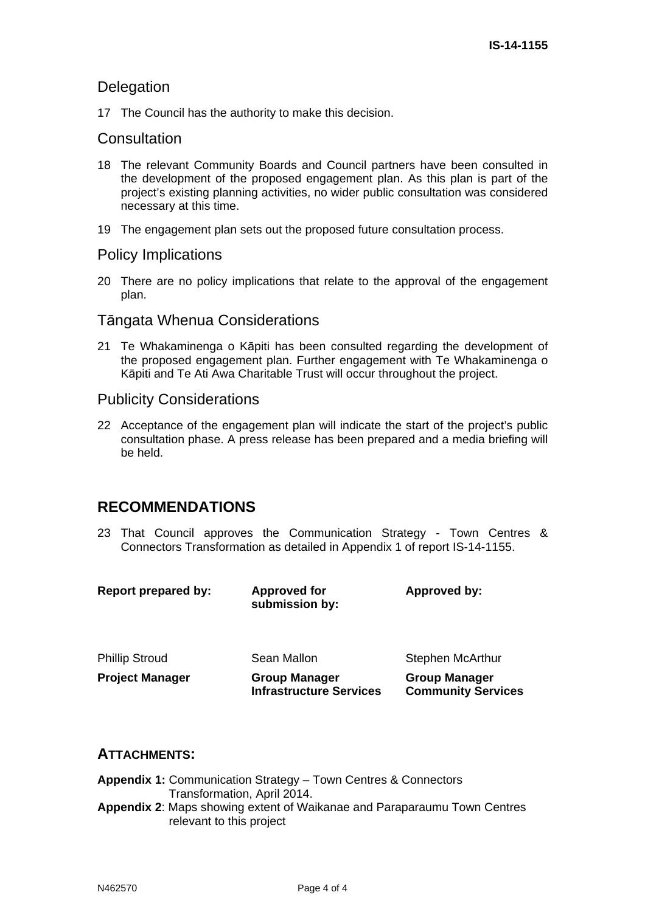## Delegation

17 The Council has the authority to make this decision.

## Consultation

18 The relevant Community Boards and Council partners have been consulted in the development of the proposed engagement plan. As this plan is part of the project's existing planning activities, no wider public consultation was considered necessary at this time.

19 The engagement plan sets out the proposed future consultation process.

## Policy Implications

20 There are no policy implications that relate to the approval of the engagement plan.

## Tāngata Whenua Considerations

21 Te Whakaminenga o Kāpiti has been consulted regarding the development of the proposed engagement plan. Further engagement with Te Whakaminenga o Kāpiti and Te Ati Awa Charitable Trust will occur throughout the project.

## Publicity Considerations

22 Acceptance of the engagement plan will indicate the start of the project's public consultation phase. A press release has been prepared and a media briefing will be held.

# RECOMMENDATIONS

23 That Council approves the Communication Strategy - Town Centres & Connectors Transformation as detailed in Appendix 1 of report IS-14-1155.

| **Report prepared by:** | **Approved for submission by:** | **Approved by:** |
|---|---|---|
| Phillip Stroud | Sean Mallon | Stephen McArthur |
| **Project Manager** | **Group Manager Infrastructure Services** | **Group Manager Community Services** |

## ATTACHMENTS:

**Appendix 1:** Communication Strategy – Town Centres & Connectors Transformation, April 2014.

**Appendix 2**: Maps showing extent of Waikanae and Paraparaumu Town Centres relevant to this project